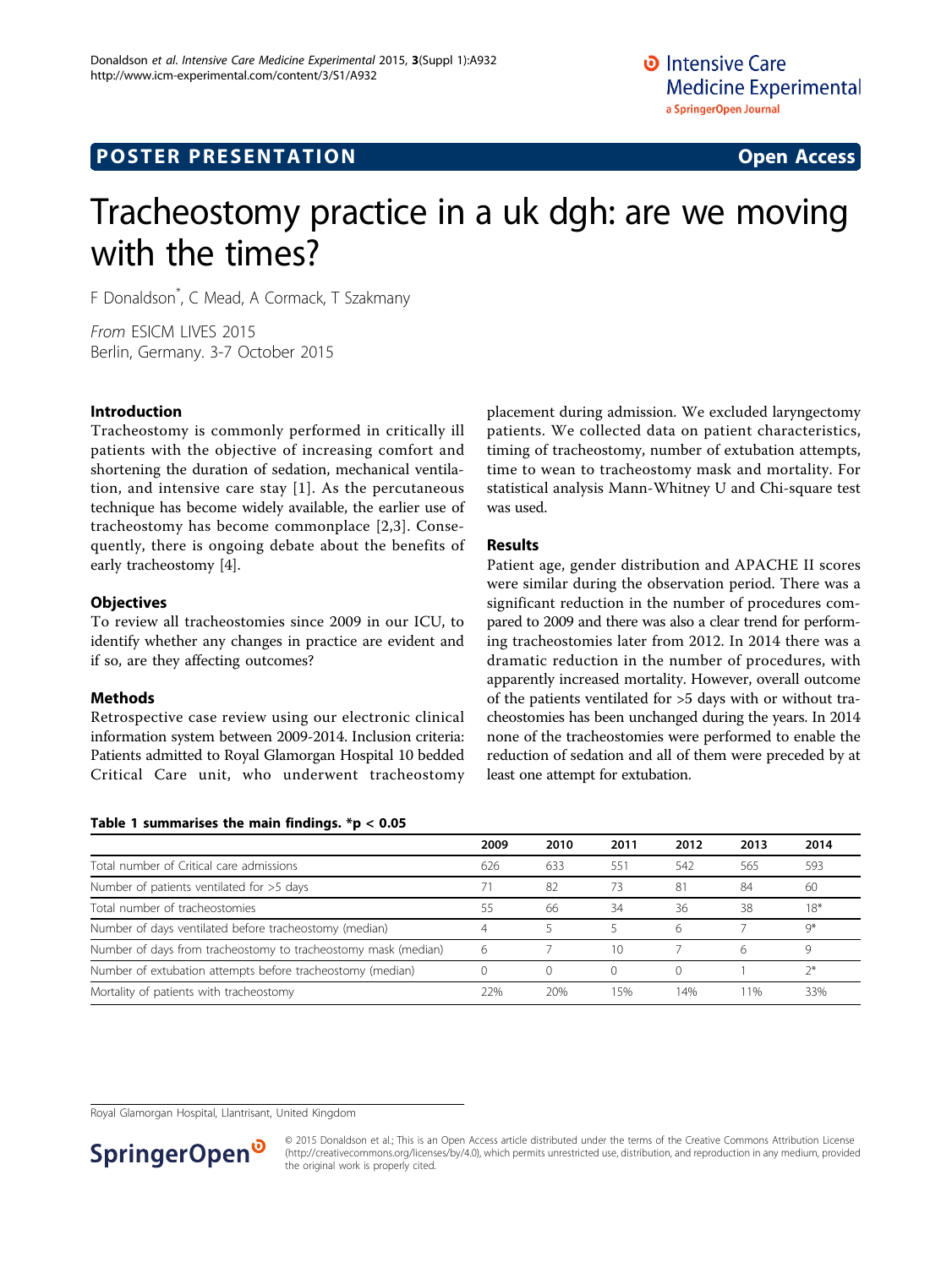POSTER PRESENTATION **Open Access**

# Tracheostomy practice in a uk dgh: are we moving with the times?

F Donaldson*, C Mead, A Cormack, T Szakmany

*From* ESICM LIVES 2015
Berlin, Germany. 3-7 October 2015

## Introduction

Tracheostomy is commonly performed in critically ill patients with the objective of increasing comfort and shortening the duration of sedation, mechanical ventilation, and intensive care stay [1]. As the percutaneous technique has become widely available, the earlier use of tracheostomy has become commonplace [2,3]. Consequently, there is ongoing debate about the benefits of early tracheostomy [4].

## Objectives

To review all tracheostomies since 2009 in our ICU, to identify whether any changes in practice are evident and if so, are they affecting outcomes?

## Methods

Retrospective case review using our electronic clinical information system between 2009-2014. Inclusion criteria: Patients admitted to Royal Glamorgan Hospital 10 bedded Critical Care unit, who underwent tracheostomy placement during admission. We excluded laryngectomy patients. We collected data on patient characteristics, timing of tracheostomy, number of extubation attempts, time to wean to tracheostomy mask and mortality. For statistical analysis Mann-Whitney U and Chi-square test was used.

## Results

Patient age, gender distribution and APACHE II scores were similar during the observation period. There was a significant reduction in the number of procedures compared to 2009 and there was also a clear trend for performing tracheostomies later from 2012. In 2014 there was a dramatic reduction in the number of procedures, with apparently increased mortality. However, overall outcome of the patients ventilated for >5 days with or without tracheostomies has been unchanged during the years. In 2014 none of the tracheostomies were performed to enable the reduction of sedation and all of them were preceded by at least one attempt for extubation.

**Table 1 summarises the main findings. *$p < 0.05$**

| | 2009 | 2010 | 2011 | 2012 | 2013 | 2014 |
|---|---|---|---|---|---|---|
| Total number of Critical care admissions | 626 | 633 | 551 | 542 | 565 | 593 |
| Number of patients ventilated for >5 days | 71 | 82 | 73 | 81 | 84 | 60 |
| Total number of tracheostomies | 55 | 66 | 34 | 36 | 38 | 18* |
| Number of days ventilated before tracheostomy (median) | 4 | 5 | 5 | 6 | 7 | 9* |
| Number of days from tracheostomy to tracheostomy mask (median) | 6 | 7 | 10 | 7 | 6 | 9 |
| Number of extubation attempts before tracheostomy (median) | 0 | 0 | 0 | 0 | 1 | 2* |
| Mortality of patients with tracheostomy | 22% | 20% | 15% | 14% | 11% | 33% |

Royal Glamorgan Hospital, Llantrisant, United Kingdom

© 2015 Donaldson et al.; This is an Open Access article distributed under the terms of the Creative Commons Attribution License (http://creativecommons.org/licenses/by/4.0), which permits unrestricted use, distribution, and reproduction in any medium, provided the original work is properly cited.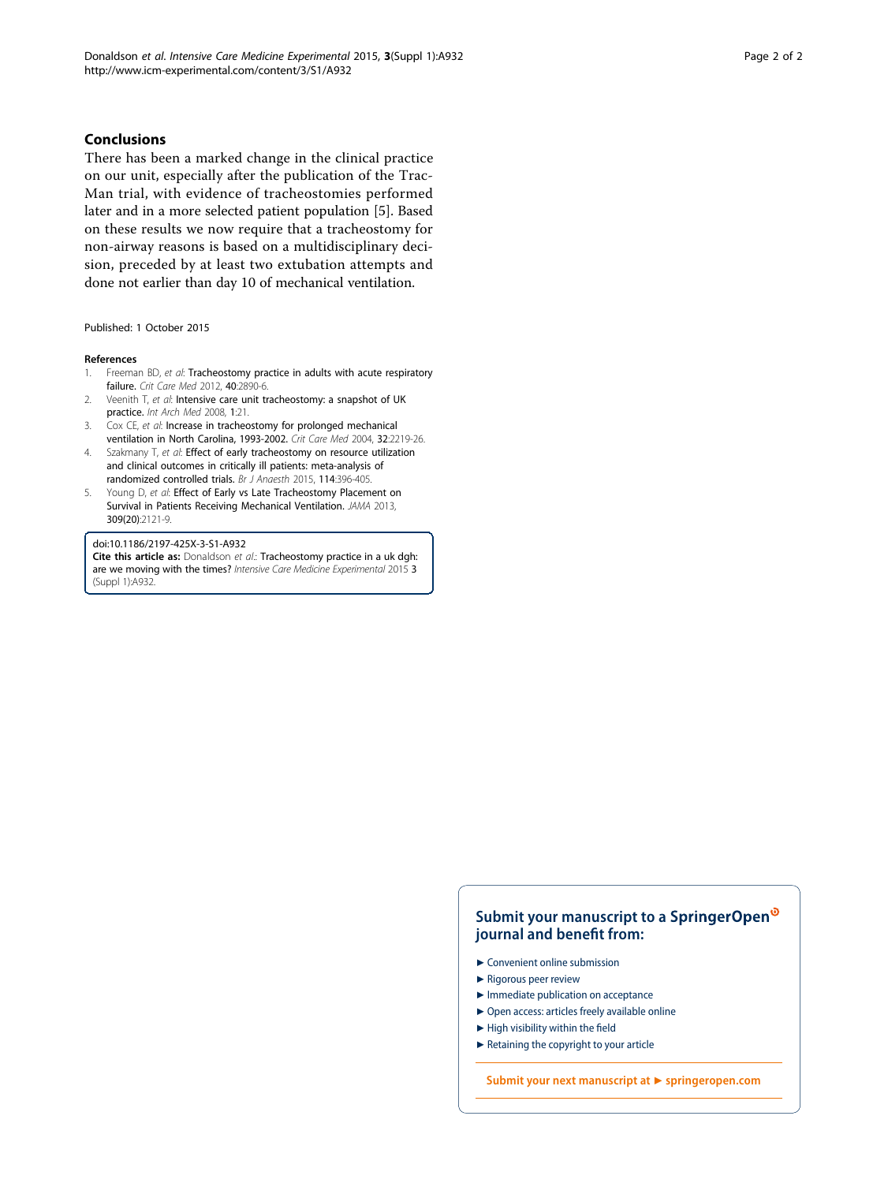## Conclusions

There has been a marked change in the clinical practice on our unit, especially after the publication of the TracMan trial, with evidence of tracheostomies performed later and in a more selected patient population [5]. Based on these results we now require that a tracheostomy for non-airway reasons is based on a multidisciplinary decision, preceded by at least two extubation attempts and done not earlier than day 10 of mechanical ventilation.

Published: 1 October 2015

### References

1. Freeman BD, *et al*: **Tracheostomy practice in adults with acute respiratory failure.** *Crit Care Med* 2012, **40**:2890-6.
2. Veenith T, *et al*: **Intensive care unit tracheostomy: a snapshot of UK practice.** *Int Arch Med* 2008, **1**:21.
3. Cox CE, *et al*: **Increase in tracheostomy for prolonged mechanical ventilation in North Carolina, 1993-2002.** *Crit Care Med* 2004, **32**:2219-26.
4. Szakmany T, *et al*: **Effect of early tracheostomy on resource utilization and clinical outcomes in critically ill patients: meta-analysis of randomized controlled trials.** *Br J Anaesth* 2015, **114**:396-405.
5. Young D, *et al*: **Effect of Early vs Late Tracheostomy Placement on Survival in Patients Receiving Mechanical Ventilation.** *JAMA* 2013, **309(20)**:2121-9.

doi:10.1186/2197-425X-3-S1-A932
**Cite this article as:** Donaldson *et al.*: Tracheostomy practice in a uk dgh: are we moving with the times? *Intensive Care Medicine Experimental* 2015 3 (Suppl 1):A932.

**Submit your manuscript to a SpringerOpen journal and benefit from:**

- ► Convenient online submission
- ► Rigorous peer review
- ► Immediate publication on acceptance
- ► Open access: articles freely available online
- ► High visibility within the field
- ► Retaining the copyright to your article

**Submit your next manuscript at ► springeropen.com**